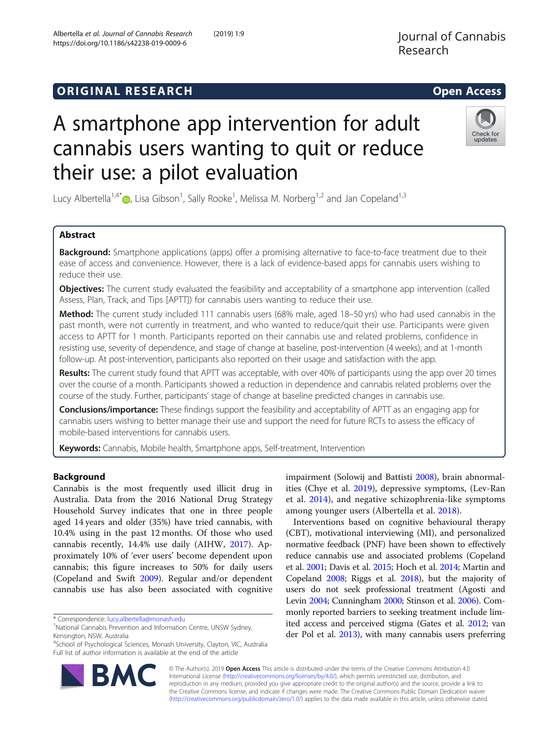ORIGINAL RESEARCH Open Access

# A smartphone app intervention for adult cannabis users wanting to quit or reduce their use: a pilot evaluation

Lucy Albertella[1,4*], Lisa Gibson[1], Sally Rooke[1], Melissa M. Norberg[1,2] and Jan Copeland[1,3]

## Abstract

**Background:** Smartphone applications (apps) offer a promising alternative to face-to-face treatment due to their ease of access and convenience. However, there is a lack of evidence-based apps for cannabis users wishing to reduce their use.

**Objectives:** The current study evaluated the feasibility and acceptability of a smartphone app intervention (called Assess, Plan, Track, and Tips [APTT]) for cannabis users wanting to reduce their use.

**Method:** The current study included 111 cannabis users (68% male, aged 18–50 yrs) who had used cannabis in the past month, were not currently in treatment, and who wanted to reduce/quit their use. Participants were given access to APTT for 1 month. Participants reported on their cannabis use and related problems, confidence in resisting use, severity of dependence, and stage of change at baseline, post-intervention (4 weeks), and at 1-month follow-up. At post-intervention, participants also reported on their usage and satisfaction with the app.

**Results:** The current study found that APTT was acceptable, with over 40% of participants using the app over 20 times over the course of a month. Participants showed a reduction in dependence and cannabis related problems over the course of the study. Further, participants' stage of change at baseline predicted changes in cannabis use.

**Conclusions/importance:** These findings support the feasibility and acceptability of APTT as an engaging app for cannabis users wishing to better manage their use and support the need for future RCTs to assess the efficacy of mobile-based interventions for cannabis users.

**Keywords:** Cannabis, Mobile health, Smartphone apps, Self-treatment, Intervention

## Background

Cannabis is the most frequently used illicit drug in Australia. Data from the 2016 National Drug Strategy Household Survey indicates that one in three people aged 14 years and older (35%) have tried cannabis, with 10.4% using in the past 12 months. Of those who used cannabis recently, 14.4% use daily (AIHW, 2017). Approximately 10% of 'ever users' become dependent upon cannabis; this figure increases to 50% for daily users (Copeland and Swift 2009). Regular and/or dependent cannabis use has also been associated with cognitive impairment (Solowij and Battisti 2008), brain abnormalities (Chye et al. 2019), depressive symptoms, (Lev-Ran et al. 2014), and negative schizophrenia-like symptoms among younger users (Albertella et al. 2018).

Interventions based on cognitive behavioural therapy (CBT), motivational interviewing (MI), and personalized normative feedback (PNF) have been shown to effectively reduce cannabis use and associated problems (Copeland et al. 2001; Davis et al. 2015; Hoch et al. 2014; Martin and Copeland 2008; Riggs et al. 2018), but the majority of users do not seek professional treatment (Agosti and Levin 2004; Cunningham 2000; Stinson et al. 2006). Commonly reported barriers to seeking treatment include limited access and perceived stigma (Gates et al. 2012; van der Pol et al. 2013), with many cannabis users preferring

\* Correspondence: lucy.albertella@monash.edu
[1]National Cannabis Prevention and Information Centre, UNSW Sydney, Kensington, NSW, Australia
[4]School of Psychological Sciences, Monash University, Clayton, VIC, Australia
Full list of author information is available at the end of the article

© The Author(s). 2019 **Open Access** This article is distributed under the terms of the Creative Commons Attribution 4.0 International License (http://creativecommons.org/licenses/by/4.0/), which permits unrestricted use, distribution, and reproduction in any medium, provided you give appropriate credit to the original author(s) and the source, provide a link to the Creative Commons license, and indicate if changes were made. The Creative Commons Public Domain Dedication waiver (http://creativecommons.org/publicdomain/zero/1.0/) applies to the data made available in this article, unless otherwise stated.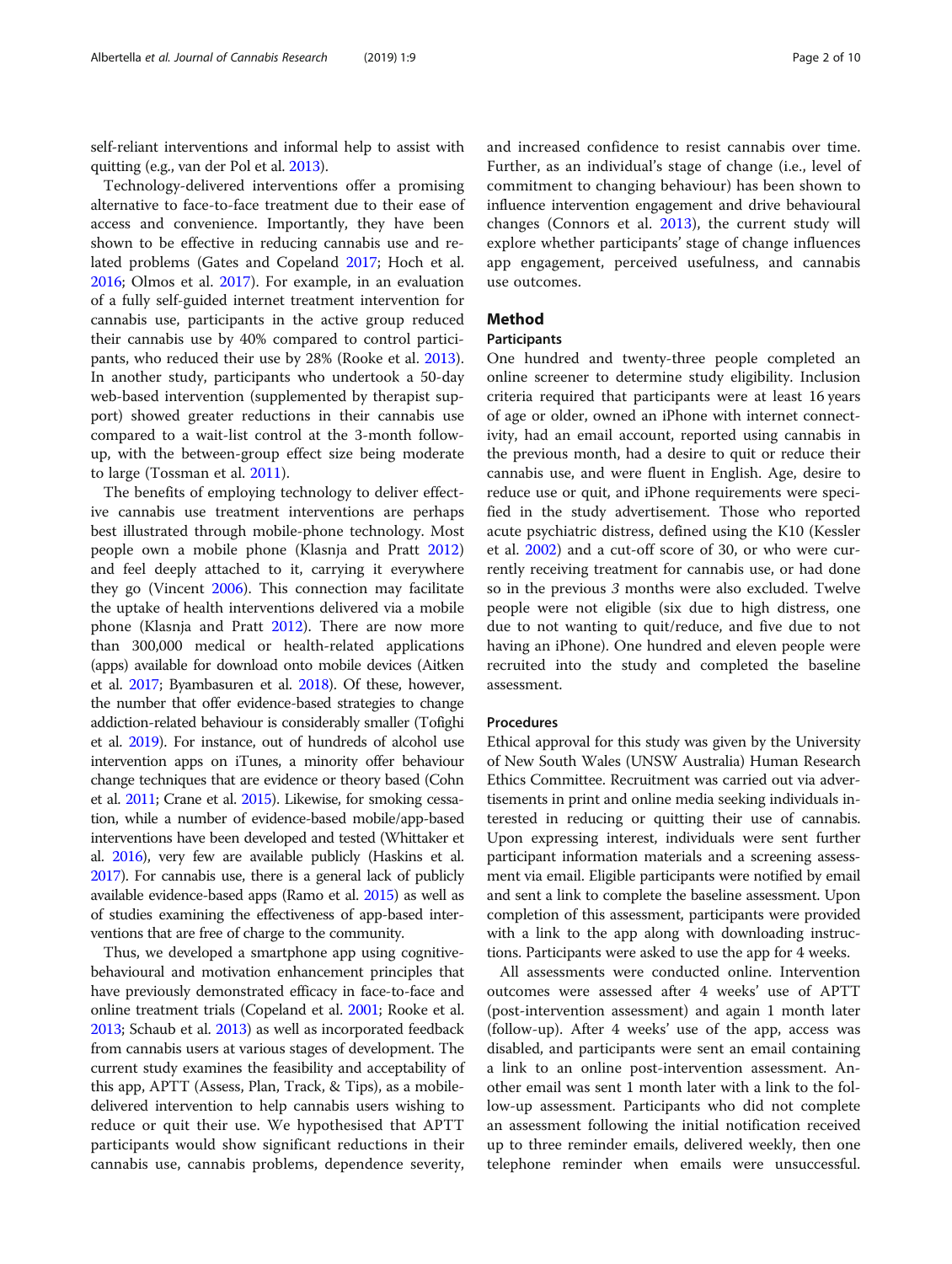self-reliant interventions and informal help to assist with quitting (e.g., van der Pol et al. 2013).

Technology-delivered interventions offer a promising alternative to face-to-face treatment due to their ease of access and convenience. Importantly, they have been shown to be effective in reducing cannabis use and related problems (Gates and Copeland 2017; Hoch et al. 2016; Olmos et al. 2017). For example, in an evaluation of a fully self-guided internet treatment intervention for cannabis use, participants in the active group reduced their cannabis use by 40% compared to control participants, who reduced their use by 28% (Rooke et al. 2013). In another study, participants who undertook a 50-day web-based intervention (supplemented by therapist support) showed greater reductions in their cannabis use compared to a wait-list control at the 3-month follow-up, with the between-group effect size being moderate to large (Tossman et al. 2011).

The benefits of employing technology to deliver effective cannabis use treatment interventions are perhaps best illustrated through mobile-phone technology. Most people own a mobile phone (Klasnja and Pratt 2012) and feel deeply attached to it, carrying it everywhere they go (Vincent 2006). This connection may facilitate the uptake of health interventions delivered via a mobile phone (Klasnja and Pratt 2012). There are now more than 300,000 medical or health-related applications (apps) available for download onto mobile devices (Aitken et al. 2017; Byambasuren et al. 2018). Of these, however, the number that offer evidence-based strategies to change addiction-related behaviour is considerably smaller (Tofighi et al. 2019). For instance, out of hundreds of alcohol use intervention apps on iTunes, a minority offer behaviour change techniques that are evidence or theory based (Cohn et al. 2011; Crane et al. 2015). Likewise, for smoking cessation, while a number of evidence-based mobile/app-based interventions have been developed and tested (Whittaker et al. 2016), very few are available publicly (Haskins et al. 2017). For cannabis use, there is a general lack of publicly available evidence-based apps (Ramo et al. 2015) as well as of studies examining the effectiveness of app-based interventions that are free of charge to the community.

Thus, we developed a smartphone app using cognitive-behavioural and motivation enhancement principles that have previously demonstrated efficacy in face-to-face and online treatment trials (Copeland et al. 2001; Rooke et al. 2013; Schaub et al. 2013) as well as incorporated feedback from cannabis users at various stages of development. The current study examines the feasibility and acceptability of this app, APTT (Assess, Plan, Track, & Tips), as a mobile-delivered intervention to help cannabis users wishing to reduce or quit their use. We hypothesised that APTT participants would show significant reductions in their cannabis use, cannabis problems, dependence severity, and increased confidence to resist cannabis over time. Further, as an individual's stage of change (i.e., level of commitment to changing behaviour) has been shown to influence intervention engagement and drive behavioural changes (Connors et al. 2013), the current study will explore whether participants' stage of change influences app engagement, perceived usefulness, and cannabis use outcomes.

## Method

### Participants

One hundred and twenty-three people completed an online screener to determine study eligibility. Inclusion criteria required that participants were at least 16 years of age or older, owned an iPhone with internet connectivity, had an email account, reported using cannabis in the previous month, had a desire to quit or reduce their cannabis use, and were fluent in English. Age, desire to reduce use or quit, and iPhone requirements were specified in the study advertisement. Those who reported acute psychiatric distress, defined using the K10 (Kessler et al. 2002) and a cut-off score of 30, or who were currently receiving treatment for cannabis use, or had done so in the previous *3* months were also excluded. Twelve people were not eligible (six due to high distress, one due to not wanting to quit/reduce, and five due to not having an iPhone). One hundred and eleven people were recruited into the study and completed the baseline assessment.

### Procedures

Ethical approval for this study was given by the University of New South Wales (UNSW Australia) Human Research Ethics Committee. Recruitment was carried out via advertisements in print and online media seeking individuals interested in reducing or quitting their use of cannabis. Upon expressing interest, individuals were sent further participant information materials and a screening assessment via email. Eligible participants were notified by email and sent a link to complete the baseline assessment. Upon completion of this assessment, participants were provided with a link to the app along with downloading instructions. Participants were asked to use the app for 4 weeks.

All assessments were conducted online. Intervention outcomes were assessed after 4 weeks' use of APTT (post-intervention assessment) and again 1 month later (follow-up). After 4 weeks' use of the app, access was disabled, and participants were sent an email containing a link to an online post-intervention assessment. Another email was sent 1 month later with a link to the follow-up assessment. Participants who did not complete an assessment following the initial notification received up to three reminder emails, delivered weekly, then one telephone reminder when emails were unsuccessful.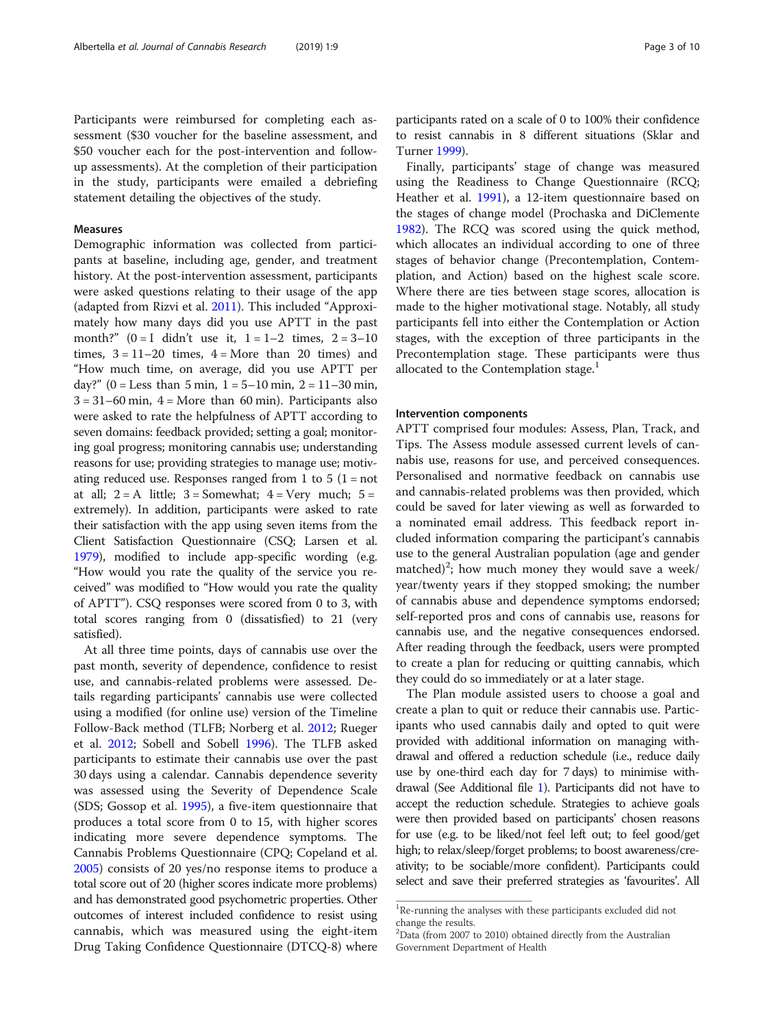Participants were reimbursed for completing each assessment ($30 voucher for the baseline assessment, and $50 voucher each for the post-intervention and follow-up assessments). At the completion of their participation in the study, participants were emailed a debriefing statement detailing the objectives of the study.

### Measures

Demographic information was collected from participants at baseline, including age, gender, and treatment history. At the post-intervention assessment, participants were asked questions relating to their usage of the app (adapted from Rizvi et al. 2011). This included "Approximately how many days did you use APTT in the past month?" (0 = I didn't use it, 1 = 1–2 times, 2 = 3–10 times, 3 = 11–20 times, 4 = More than 20 times) and "How much time, on average, did you use APTT per day?" (0 = Less than 5 min, 1 = 5–10 min, 2 = 11–30 min, 3 = 31–60 min, 4 = More than 60 min). Participants also were asked to rate the helpfulness of APTT according to seven domains: feedback provided; setting a goal; monitoring goal progress; monitoring cannabis use; understanding reasons for use; providing strategies to manage use; motivating reduced use. Responses ranged from 1 to 5 (1 = not at all; 2 = A little; 3 = Somewhat; 4 = Very much; 5 = extremely). In addition, participants were asked to rate their satisfaction with the app using seven items from the Client Satisfaction Questionnaire (CSQ; Larsen et al. 1979), modified to include app-specific wording (e.g. "How would you rate the quality of the service you received" was modified to "How would you rate the quality of APTT"). CSQ responses were scored from 0 to 3, with total scores ranging from 0 (dissatisfied) to 21 (very satisfied).

At all three time points, days of cannabis use over the past month, severity of dependence, confidence to resist use, and cannabis-related problems were assessed. Details regarding participants' cannabis use were collected using a modified (for online use) version of the Timeline Follow-Back method (TLFB; Norberg et al. 2012; Rueger et al. 2012; Sobell and Sobell 1996). The TLFB asked participants to estimate their cannabis use over the past 30 days using a calendar. Cannabis dependence severity was assessed using the Severity of Dependence Scale (SDS; Gossop et al. 1995), a five-item questionnaire that produces a total score from 0 to 15, with higher scores indicating more severe dependence symptoms. The Cannabis Problems Questionnaire (CPQ; Copeland et al. 2005) consists of 20 yes/no response items to produce a total score out of 20 (higher scores indicate more problems) and has demonstrated good psychometric properties. Other outcomes of interest included confidence to resist using cannabis, which was measured using the eight-item Drug Taking Confidence Questionnaire (DTCQ-8) where participants rated on a scale of 0 to 100% their confidence to resist cannabis in 8 different situations (Sklar and Turner 1999).

Finally, participants' stage of change was measured using the Readiness to Change Questionnaire (RCQ; Heather et al. 1991), a 12-item questionnaire based on the stages of change model (Prochaska and DiClemente 1982). The RCQ was scored using the quick method, which allocates an individual according to one of three stages of behavior change (Precontemplation, Contemplation, and Action) based on the highest scale score. Where there are ties between stage scores, allocation is made to the higher motivational stage. Notably, all study participants fell into either the Contemplation or Action stages, with the exception of three participants in the Precontemplation stage. These participants were thus allocated to the Contemplation stage.[1]

### Intervention components

APTT comprised four modules: Assess, Plan, Track, and Tips. The Assess module assessed current levels of cannabis use, reasons for use, and perceived consequences. Personalised and normative feedback on cannabis use and cannabis-related problems was then provided, which could be saved for later viewing as well as forwarded to a nominated email address. This feedback report included information comparing the participant's cannabis use to the general Australian population (age and gender matched)[2]; how much money they would save a week/year/twenty years if they stopped smoking; the number of cannabis abuse and dependence symptoms endorsed; self-reported pros and cons of cannabis use, reasons for cannabis use, and the negative consequences endorsed. After reading through the feedback, users were prompted to create a plan for reducing or quitting cannabis, which they could do so immediately or at a later stage.

The Plan module assisted users to choose a goal and create a plan to quit or reduce their cannabis use. Participants who used cannabis daily and opted to quit were provided with additional information on managing withdrawal and offered a reduction schedule (i.e., reduce daily use by one-third each day for 7 days) to minimise withdrawal (See Additional file 1). Participants did not have to accept the reduction schedule. Strategies to achieve goals were then provided based on participants' chosen reasons for use (e.g. to be liked/not feel left out; to feel good/get high; to relax/sleep/forget problems; to boost awareness/creativity; to be sociable/more confident). Participants could select and save their preferred strategies as 'favourites'. All

---

[1] Re-running the analyses with these participants excluded did not change the results.

[2] Data (from 2007 to 2010) obtained directly from the Australian Government Department of Health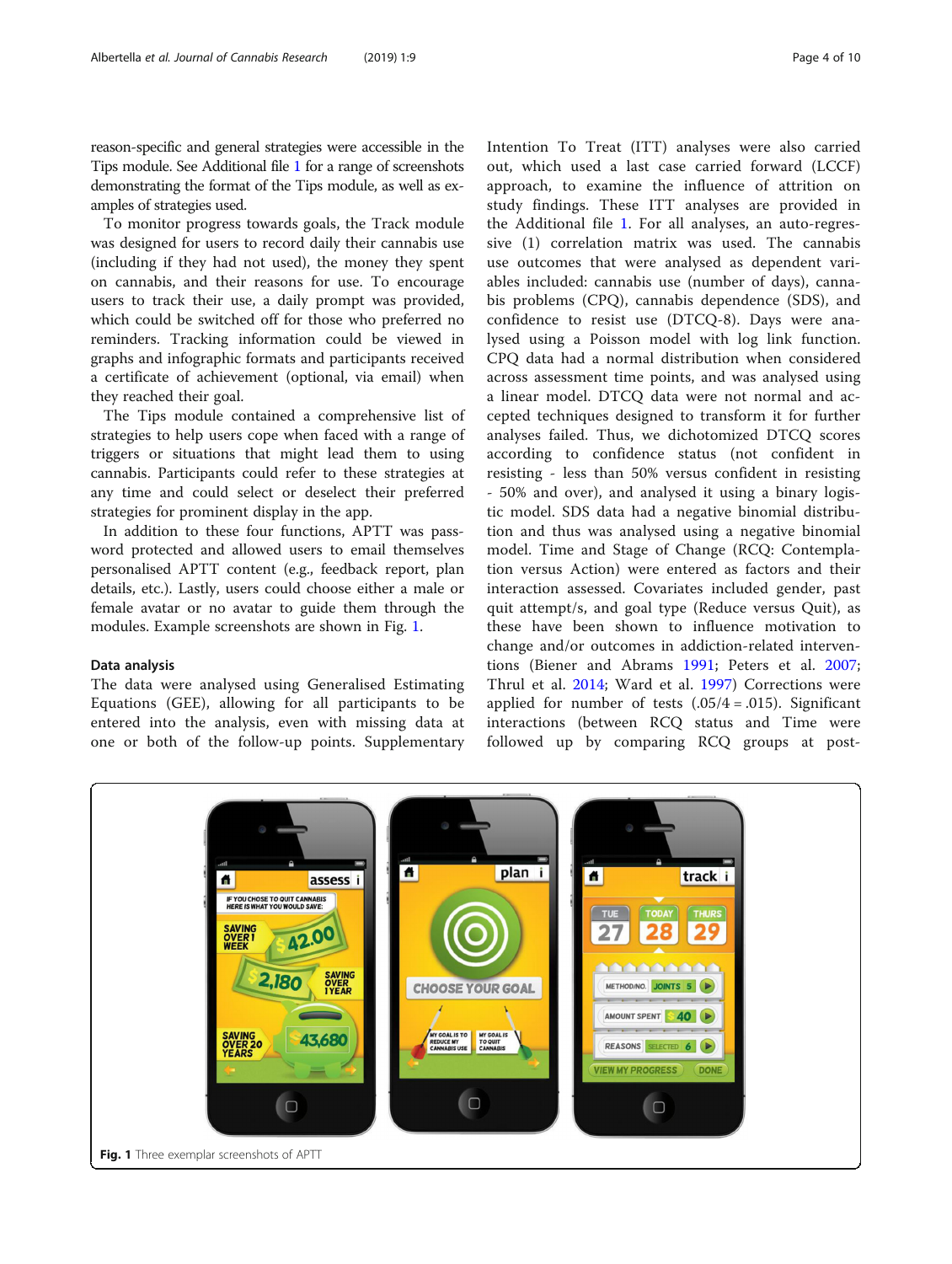reason-specific and general strategies were accessible in the Tips module. See Additional file 1 for a range of screenshots demonstrating the format of the Tips module, as well as examples of strategies used.

To monitor progress towards goals, the Track module was designed for users to record daily their cannabis use (including if they had not used), the money they spent on cannabis, and their reasons for use. To encourage users to track their use, a daily prompt was provided, which could be switched off for those who preferred no reminders. Tracking information could be viewed in graphs and infographic formats and participants received a certificate of achievement (optional, via email) when they reached their goal.

The Tips module contained a comprehensive list of strategies to help users cope when faced with a range of triggers or situations that might lead them to using cannabis. Participants could refer to these strategies at any time and could select or deselect their preferred strategies for prominent display in the app.

In addition to these four functions, APTT was password protected and allowed users to email themselves personalised APTT content (e.g., feedback report, plan details, etc.). Lastly, users could choose either a male or female avatar or no avatar to guide them through the modules. Example screenshots are shown in Fig. 1.

### Data analysis

The data were analysed using Generalised Estimating Equations (GEE), allowing for all participants to be entered into the analysis, even with missing data at one or both of the follow-up points. Supplementary Intention To Treat (ITT) analyses were also carried out, which used a last case carried forward (LCCF) approach, to examine the influence of attrition on study findings. These ITT analyses are provided in the Additional file 1. For all analyses, an auto-regressive (1) correlation matrix was used. The cannabis use outcomes that were analysed as dependent variables included: cannabis use (number of days), cannabis problems (CPQ), cannabis dependence (SDS), and confidence to resist use (DTCQ-8). Days were analysed using a Poisson model with log link function. CPQ data had a normal distribution when considered across assessment time points, and was analysed using a linear model. DTCQ data were not normal and accepted techniques designed to transform it for further analyses failed. Thus, we dichotomized DTCQ scores according to confidence status (not confident in resisting - less than 50% versus confident in resisting - 50% and over), and analysed it using a binary logistic model. SDS data had a negative binomial distribution and thus was analysed using a negative binomial model. Time and Stage of Change (RCQ: Contemplation versus Action) were entered as factors and their interaction assessed. Covariates included gender, past quit attempt/s, and goal type (Reduce versus Quit), as these have been shown to influence motivation to change and/or outcomes in addiction-related interventions (Biener and Abrams 1991; Peters et al. 2007; Thrul et al. 2014; Ward et al. 1997) Corrections were applied for number of tests (.05/4 = .015). Significant interactions (between RCQ status and Time were followed up by comparing RCQ groups at post-

**Fig. 1** Three exemplar screenshots of APTT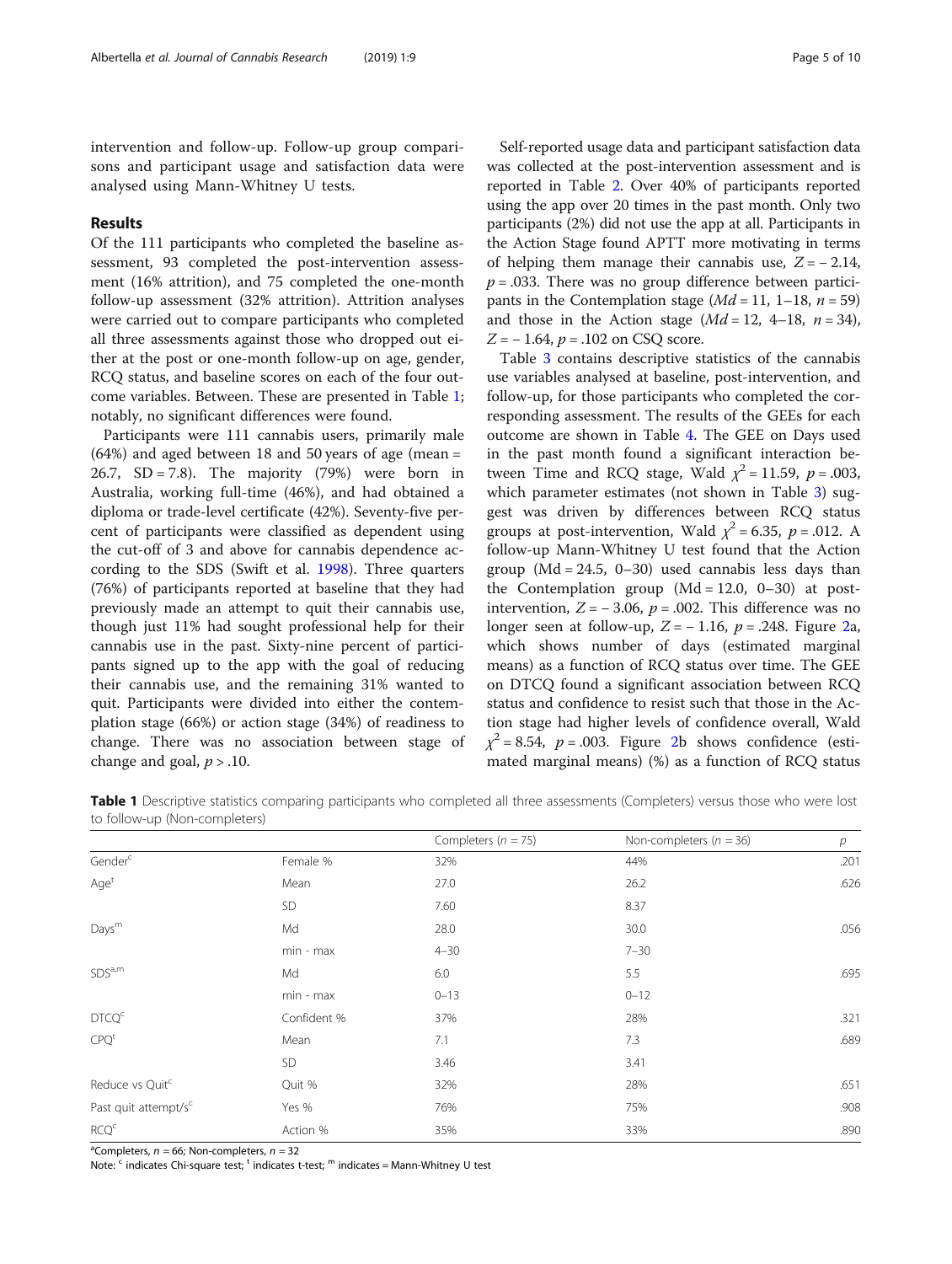intervention and follow-up. Follow-up group comparisons and participant usage and satisfaction data were analysed using Mann-Whitney U tests.

## Results

Of the 111 participants who completed the baseline assessment, 93 completed the post-intervention assessment (16% attrition), and 75 completed the one-month follow-up assessment (32% attrition). Attrition analyses were carried out to compare participants who completed all three assessments against those who dropped out either at the post or one-month follow-up on age, gender, RCQ status, and baseline scores on each of the four outcome variables. Between. These are presented in Table 1; notably, no significant differences were found.

Participants were 111 cannabis users, primarily male (64%) and aged between 18 and 50 years of age (mean = 26.7, SD = 7.8). The majority (79%) were born in Australia, working full-time (46%), and had obtained a diploma or trade-level certificate (42%). Seventy-five percent of participants were classified as dependent using the cut-off of 3 and above for cannabis dependence according to the SDS (Swift et al. 1998). Three quarters (76%) of participants reported at baseline that they had previously made an attempt to quit their cannabis use, though just 11% had sought professional help for their cannabis use in the past. Sixty-nine percent of participants signed up to the app with the goal of reducing their cannabis use, and the remaining 31% wanted to quit. Participants were divided into either the contemplation stage (66%) or action stage (34%) of readiness to change. There was no association between stage of change and goal, $p > .10$.

Self-reported usage data and participant satisfaction data was collected at the post-intervention assessment and is reported in Table 2. Over 40% of participants reported using the app over 20 times in the past month. Only two participants (2%) did not use the app at all. Participants in the Action Stage found APTT more motivating in terms of helping them manage their cannabis use, $Z = -2.14$, $p = .033$. There was no group difference between participants in the Contemplation stage ($Md = 11$, 1–18, $n = 59$) and those in the Action stage ($Md = 12$, 4–18, $n = 34$), $Z = -1.64$, $p = .102$ on CSQ score.

Table 3 contains descriptive statistics of the cannabis use variables analysed at baseline, post-intervention, and follow-up, for those participants who completed the corresponding assessment. The results of the GEEs for each outcome are shown in Table 4. The GEE on Days used in the past month found a significant interaction between Time and RCQ stage, Wald $\chi^2 = 11.59$, $p = .003$, which parameter estimates (not shown in Table 3) suggest was driven by differences between RCQ status groups at post-intervention, Wald $\chi^2 = 6.35$, $p = .012$. A follow-up Mann-Whitney U test found that the Action group (Md = 24.5, 0–30) used cannabis less days than the Contemplation group (Md = 12.0, 0–30) at post-intervention, $Z = -3.06$, $p = .002$. This difference was no longer seen at follow-up, $Z = -1.16$, $p = .248$. Figure 2a, which shows number of days (estimated marginal means) as a function of RCQ status over time. The GEE on DTCQ found a significant association between RCQ status and confidence to resist such that those in the Action stage had higher levels of confidence overall, Wald $\chi^2 = 8.54$, $p = .003$. Figure 2b shows confidence (estimated marginal means) (%) as a function of RCQ status

**Table 1** Descriptive statistics comparing participants who completed all three assessments (Completers) versus those who were lost to follow-up (Non-completers)

| | | Completers ($n$ = 75) | Non-completers ($n$ = 36) | $p$ |
|---|---|---|---|---|
| Gender[c] | Female % | 32% | 44% | .201 |
| Age[t] | Mean | 27.0 | 26.2 | .626 |
| | SD | 7.60 | 8.37 | |
| Days[m] | Md | 28.0 | 30.0 | .056 |
| | min - max | 4–30 | 7–30 | |
| SDS[a,m] | Md | 6.0 | 5.5 | .695 |
| | min - max | 0–13 | 0–12 | |
| DTCQ[c] | Confident % | 37% | 28% | .321 |
| CPQ[t] | Mean | 7.1 | 7.3 | .689 |
| | SD | 3.46 | 3.41 | |
| Reduce vs Quit[c] | Quit % | 32% | 28% | .651 |
| Past quit attempt/s[c] | Yes % | 76% | 75% | .908 |
| RCQ[c] | Action % | 35% | 33% | .890 |

[a]Completers, $n$ = 66; Non-completers, $n$ = 32
Note: [c] indicates Chi-square test; [t] indicates t-test; [m] indicates = Mann-Whitney U test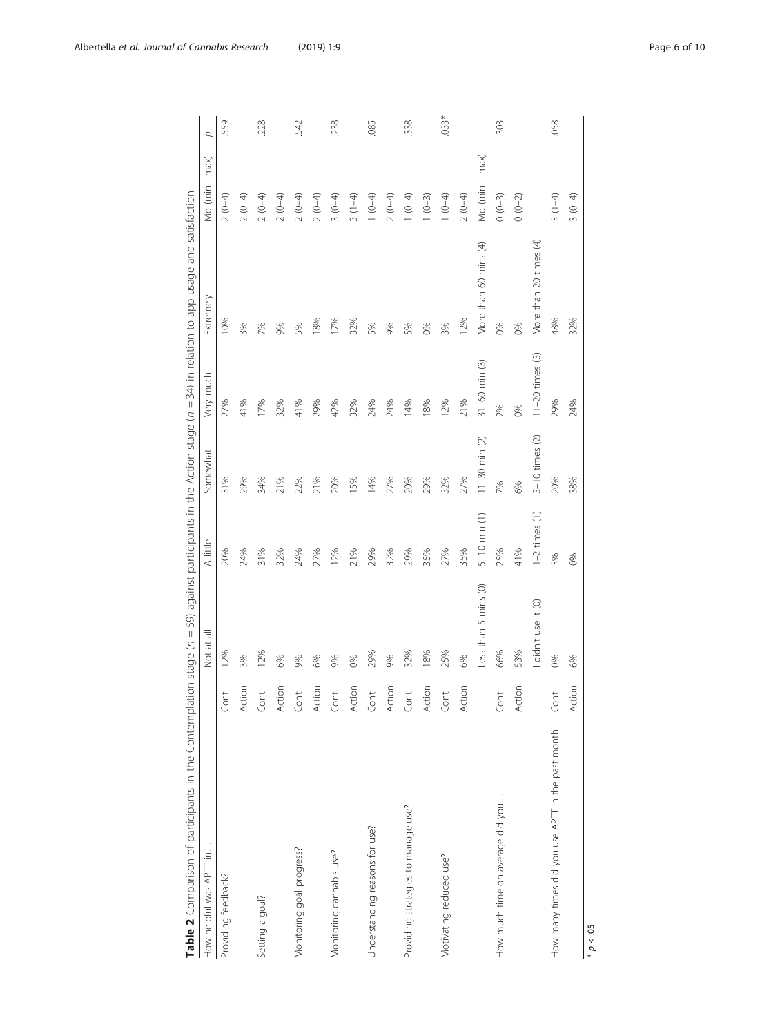**Table 2** Comparison of participants in the Contemplation stage ($n = 59$) against participants in the Action stage ($n = 34$) in relation to app usage and satisfaction

| How helpful was APTT in… | | Not at all | A little | Somewhat | Very much | Extremely | Md (min - max) | *p* |
|---|---|---|---|---|---|---|---|---|
| Providing feedback? | Cont. | 12% | 20% | 31% | 27% | 10% | 2 (0–4) | .559 |
| | Action | 3% | 24% | 29% | 41% | 3% | 2 (0–4) | |
| Setting a goal? | Cont. | 12% | 31% | 34% | 17% | 7% | 2 (0–4) | .228 |
| | Action | 6% | 32% | 21% | 32% | 9% | 2 (0–4) | |
| Monitoring goal progress? | Cont. | 9% | 24% | 22% | 41% | 5% | 2 (0–4) | .542 |
| | Action | 6% | 27% | 21% | 29% | 18% | 2 (0–4) | |
| Monitoring cannabis use? | Cont. | 9% | 12% | 20% | 42% | 17% | 3 (0–4) | .238 |
| | Action | 0% | 21% | 15% | 32% | 32% | 3 (1–4) | |
| Understanding reasons for use? | Cont. | 29% | 29% | 14% | 24% | 5% | 1 (0–4) | .085 |
| | Action | 9% | 32% | 27% | 24% | 9% | 2 (0–4) | |
| Providing strategies to manage use? | Cont. | 32% | 29% | 20% | 14% | 5% | 1 (0–4) | .338 |
| | Action | 18% | 35% | 29% | 18% | 0% | 1 (0–3) | |
| Motivating reduced use? | Cont. | 25% | 27% | 32% | 12% | 3% | 1 (0–4) | .033* |
| | Action | 6% | 35% | 27% | 21% | 12% | 2 (0–4) | |
| | | Less than 5 mins (0) | 5–10 min (1) | 11–30 min (2) | 31–60 min (3) | More than 60 mins (4) | Md (min – max) | |
| How much time on average did you… | Cont. | 66% | 25% | 7% | 2% | 0% | 0 (0–3) | .303 |
| | Action | 53% | 41% | 6% | 0% | 0% | 0 (0–2) | |
| | | I didn't use it (0) | 1–2 times (1) | 3–10 times (2) | 11–20 times (3) | More than 20 times (4) | | |
| How many times did you use APTT in the past month | Cont. | 0% | 3% | 20% | 29% | 48% | 3 (1–4) | .058 |
| | Action | 6% | 0% | 38% | 24% | 32% | 3 (0–4) | |

* $p < .05$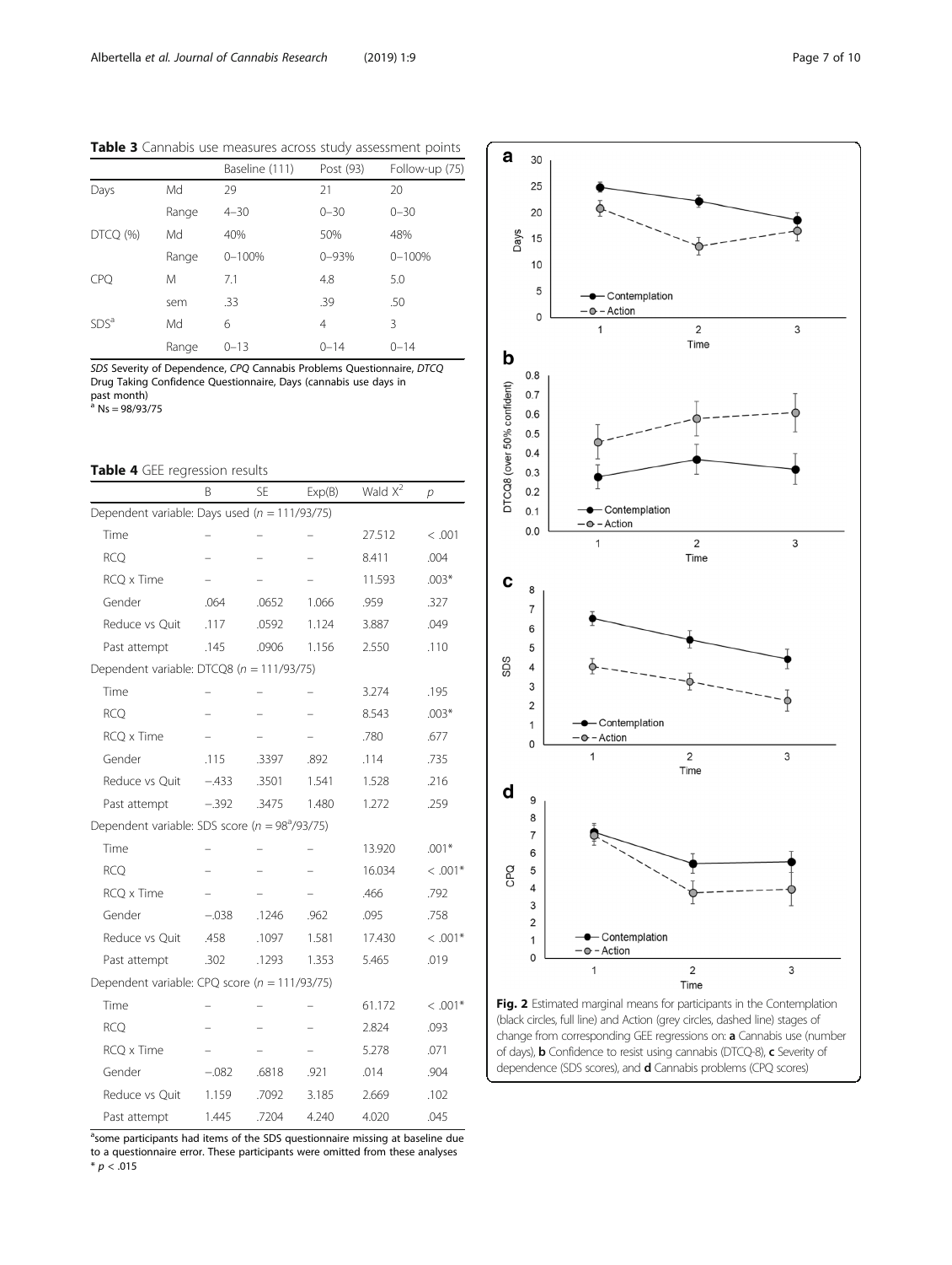**Table 3** Cannabis use measures across study assessment points

| | | Baseline (111) | Post (93) | Follow-up (75) |
|---|---|---|---|---|
| Days | Md | 29 | 21 | 20 |
| | Range | 4–30 | 0–30 | 0–30 |
| DTCQ (%) | Md | 40% | 50% | 48% |
| | Range | 0–100% | 0–93% | 0–100% |
| CPQ | M | 7.1 | 4.8 | 5.0 |
| | sem | .33 | .39 | .50 |
| SDS[a] | Md | 6 | 4 | 3 |
| | Range | 0–13 | 0–14 | 0–14 |

*SDS* Severity of Dependence, *CPQ* Cannabis Problems Questionnaire, *DTCQ* Drug Taking Confidence Questionnaire, Days (cannabis use days in past month)
[a] Ns = 98/93/75

**Table 4** GEE regression results

| | B | SE | Exp(B) | Wald $X^2$ | *p* |
|---|---|---|---|---|---|
| Dependent variable: Days used (*n* = 111/93/75) | | | | | |
| Time | – | – | – | 27.512 | < .001 |
| RCQ | – | – | – | 8.411 | .004 |
| RCQ x Time | – | – | – | 11.593 | .003* |
| Gender | .064 | .0652 | 1.066 | .959 | .327 |
| Reduce vs Quit | .117 | .0592 | 1.124 | 3.887 | .049 |
| Past attempt | .145 | .0906 | 1.156 | 2.550 | .110 |
| Dependent variable: DTCQ8 (*n* = 111/93/75) | | | | | |
| Time | – | – | – | 3.274 | .195 |
| RCQ | – | – | – | 8.543 | .003* |
| RCQ x Time | – | – | – | .780 | .677 |
| Gender | .115 | .3397 | .892 | .114 | .735 |
| Reduce vs Quit | −.433 | .3501 | 1.541 | 1.528 | .216 |
| Past attempt | −.392 | .3475 | 1.480 | 1.272 | .259 |
| Dependent variable: SDS score (*n* = 98[a]/93/75) | | | | | |
| Time | – | – | – | 13.920 | .001* |
| RCQ | – | – | – | 16.034 | < .001* |
| RCQ x Time | – | – | – | .466 | .792 |
| Gender | −.038 | .1246 | .962 | .095 | .758 |
| Reduce vs Quit | .458 | .1097 | 1.581 | 17.430 | < .001* |
| Past attempt | .302 | .1293 | 1.353 | 5.465 | .019 |
| Dependent variable: CPQ score (*n* = 111/93/75) | | | | | |
| Time | – | – | – | 61.172 | < .001* |
| RCQ | – | – | – | 2.824 | .093 |
| RCQ x Time | – | – | – | 5.278 | .071 |
| Gender | −.082 | .6818 | .921 | .014 | .904 |
| Reduce vs Quit | 1.159 | .7092 | 3.185 | 2.669 | .102 |
| Past attempt | 1.445 | .7204 | 4.240 | 4.020 | .045 |

[a]some participants had items of the SDS questionnaire missing at baseline due to a questionnaire error. These participants were omitted from these analyses
* $p < .015$

**Fig. 2** Estimated marginal means for participants in the Contemplation (black circles, full line) and Action (grey circles, dashed line) stages of change from corresponding GEE regressions on: **a** Cannabis use (number of days), **b** Confidence to resist using cannabis (DTCQ-8), **c** Severity of dependence (SDS scores), and **d** Cannabis problems (CPQ scores)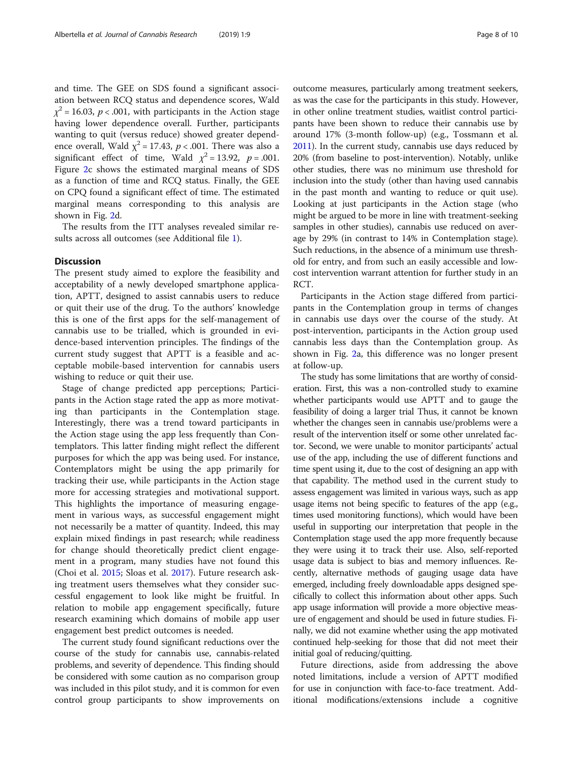and time. The GEE on SDS found a significant association between RCQ status and dependence scores, Wald $\chi^2 = 16.03$, $p < .001$, with participants in the Action stage having lower dependence overall. Further, participants wanting to quit (versus reduce) showed greater dependence overall, Wald $\chi^2 = 17.43$, $p < .001$. There was also a significant effect of time, Wald $\chi^2 = 13.92$, $p = .001$. Figure 2c shows the estimated marginal means of SDS as a function of time and RCQ status. Finally, the GEE on CPQ found a significant effect of time. The estimated marginal means corresponding to this analysis are shown in Fig. 2d.

The results from the ITT analyses revealed similar results across all outcomes (see Additional file 1).

## Discussion

The present study aimed to explore the feasibility and acceptability of a newly developed smartphone application, APTT, designed to assist cannabis users to reduce or quit their use of the drug. To the authors' knowledge this is one of the first apps for the self-management of cannabis use to be trialled, which is grounded in evidence-based intervention principles. The findings of the current study suggest that APTT is a feasible and acceptable mobile-based intervention for cannabis users wishing to reduce or quit their use.

Stage of change predicted app perceptions; Participants in the Action stage rated the app as more motivating than participants in the Contemplation stage. Interestingly, there was a trend toward participants in the Action stage using the app less frequently than Contemplators. This latter finding might reflect the different purposes for which the app was being used. For instance, Contemplators might be using the app primarily for tracking their use, while participants in the Action stage more for accessing strategies and motivational support. This highlights the importance of measuring engagement in various ways, as successful engagement might not necessarily be a matter of quantity. Indeed, this may explain mixed findings in past research; while readiness for change should theoretically predict client engagement in a program, many studies have not found this (Choi et al. 2015; Sloas et al. 2017). Future research asking treatment users themselves what they consider successful engagement to look like might be fruitful. In relation to mobile app engagement specifically, future research examining which domains of mobile app user engagement best predict outcomes is needed.

The current study found significant reductions over the course of the study for cannabis use, cannabis-related problems, and severity of dependence. This finding should be considered with some caution as no comparison group was included in this pilot study, and it is common for even control group participants to show improvements on outcome measures, particularly among treatment seekers, as was the case for the participants in this study. However, in other online treatment studies, waitlist control participants have been shown to reduce their cannabis use by around 17% (3-month follow-up) (e.g., Tossmann et al. 2011). In the current study, cannabis use days reduced by 20% (from baseline to post-intervention). Notably, unlike other studies, there was no minimum use threshold for inclusion into the study (other than having used cannabis in the past month and wanting to reduce or quit use). Looking at just participants in the Action stage (who might be argued to be more in line with treatment-seeking samples in other studies), cannabis use reduced on average by 29% (in contrast to 14% in Contemplation stage). Such reductions, in the absence of a minimum use threshold for entry, and from such an easily accessible and low-cost intervention warrant attention for further study in an RCT.

Participants in the Action stage differed from participants in the Contemplation group in terms of changes in cannabis use days over the course of the study. At post-intervention, participants in the Action group used cannabis less days than the Contemplation group. As shown in Fig. 2a, this difference was no longer present at follow-up.

The study has some limitations that are worthy of consideration. First, this was a non-controlled study to examine whether participants would use APTT and to gauge the feasibility of doing a larger trial Thus, it cannot be known whether the changes seen in cannabis use/problems were a result of the intervention itself or some other unrelated factor. Second, we were unable to monitor participants' actual use of the app, including the use of different functions and time spent using it, due to the cost of designing an app with that capability. The method used in the current study to assess engagement was limited in various ways, such as app usage items not being specific to features of the app (e.g., times used monitoring functions), which would have been useful in supporting our interpretation that people in the Contemplation stage used the app more frequently because they were using it to track their use. Also, self-reported usage data is subject to bias and memory influences. Recently, alternative methods of gauging usage data have emerged, including freely downloadable apps designed specifically to collect this information about other apps. Such app usage information will provide a more objective measure of engagement and should be used in future studies. Finally, we did not examine whether using the app motivated continued help-seeking for those that did not meet their initial goal of reducing/quitting.

Future directions, aside from addressing the above noted limitations, include a version of APTT modified for use in conjunction with face-to-face treatment. Additional modifications/extensions include a cognitive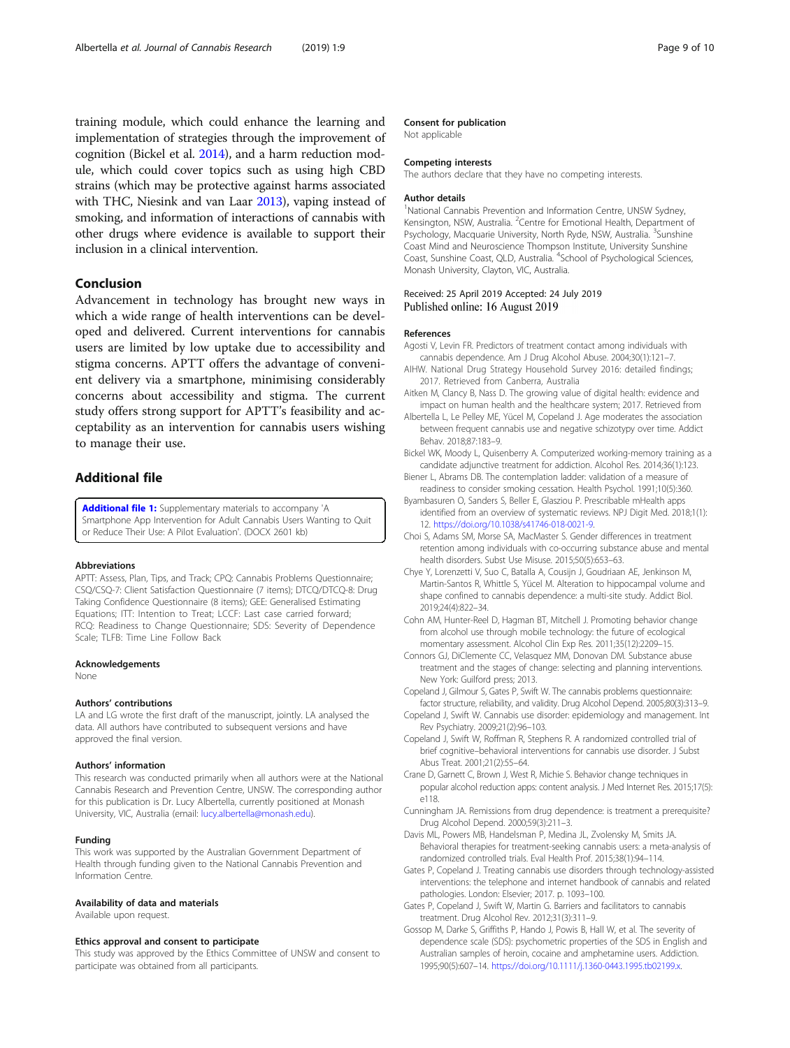training module, which could enhance the learning and implementation of strategies through the improvement of cognition (Bickel et al. 2014), and a harm reduction module, which could cover topics such as using high CBD strains (which may be protective against harms associated with THC, Niesink and van Laar 2013), vaping instead of smoking, and information of interactions of cannabis with other drugs where evidence is available to support their inclusion in a clinical intervention.

## Conclusion

Advancement in technology has brought new ways in which a wide range of health interventions can be developed and delivered. Current interventions for cannabis users are limited by low uptake due to accessibility and stigma concerns. APTT offers the advantage of convenient delivery via a smartphone, minimising considerably concerns about accessibility and stigma. The current study offers strong support for APTT's feasibility and acceptability as an intervention for cannabis users wishing to manage their use.

## Additional file

**Additional file 1:** Supplementary materials to accompany 'A Smartphone App Intervention for Adult Cannabis Users Wanting to Quit or Reduce Their Use: A Pilot Evaluation'. (DOCX 2601 kb)

### Abbreviations

APTT: Assess, Plan, Tips, and Track; CPQ: Cannabis Problems Questionnaire; CSQ/CSQ-7: Client Satisfaction Questionnaire (7 items); DTCQ/DTCQ-8: Drug Taking Confidence Questionnaire (8 items); GEE: Generalised Estimating Equations; ITT: Intention to Treat; LCCF: Last case carried forward; RCQ: Readiness to Change Questionnaire; SDS: Severity of Dependence Scale; TLFB: Time Line Follow Back

### Acknowledgements

None

### Authors' contributions

LA and LG wrote the first draft of the manuscript, jointly. LA analysed the data. All authors have contributed to subsequent versions and have approved the final version.

### Authors' information

This research was conducted primarily when all authors were at the National Cannabis Research and Prevention Centre, UNSW. The corresponding author for this publication is Dr. Lucy Albertella, currently positioned at Monash University, VIC, Australia (email: lucy.albertella@monash.edu).

### Funding

This work was supported by the Australian Government Department of Health through funding given to the National Cannabis Prevention and Information Centre.

### Availability of data and materials

Available upon request.

### Ethics approval and consent to participate

This study was approved by the Ethics Committee of UNSW and consent to participate was obtained from all participants.

### Consent for publication

Not applicable

### Competing interests

The authors declare that they have no competing interests.

### Author details

[1]National Cannabis Prevention and Information Centre, UNSW Sydney, Kensington, NSW, Australia. [2]Centre for Emotional Health, Department of Psychology, Macquarie University, North Ryde, NSW, Australia. [3]Sunshine Coast Mind and Neuroscience Thompson Institute, University Sunshine Coast, Sunshine Coast, QLD, Australia. [4]School of Psychological Sciences, Monash University, Clayton, VIC, Australia.

Received: 25 April 2019 Accepted: 24 July 2019
Published online: 16 August 2019

### References

- Agosti V, Levin FR. Predictors of treatment contact among individuals with cannabis dependence. Am J Drug Alcohol Abuse. 2004;30(1):121–7.
- AIHW. National Drug Strategy Household Survey 2016: detailed findings; 2017. Retrieved from Canberra, Australia
- Aitken M, Clancy B, Nass D. The growing value of digital health: evidence and impact on human health and the healthcare system; 2017. Retrieved from
- Albertella L, Le Pelley ME, Yücel M, Copeland J. Age moderates the association between frequent cannabis use and negative schizotypy over time. Addict Behav. 2018;87:183–9.
- Bickel WK, Moody L, Quisenberry A. Computerized working-memory training as a candidate adjunctive treatment for addiction. Alcohol Res. 2014;36(1):123.
- Biener L, Abrams DB. The contemplation ladder: validation of a measure of readiness to consider smoking cessation. Health Psychol. 1991;10(5):360.
- Byambasuren O, Sanders S, Beller E, Glasziou P. Prescribable mHealth apps identified from an overview of systematic reviews. NPJ Digit Med. 2018;1(1):12. https://doi.org/10.1038/s41746-018-0021-9.
- Choi S, Adams SM, Morse SA, MacMaster S. Gender differences in treatment retention among individuals with co-occurring substance abuse and mental health disorders. Subst Use Misuse. 2015;50(5):653–63.
- Chye Y, Lorenzetti V, Suo C, Batalla A, Cousijn J, Goudriaan AE, Jenkinson M, Martin-Santos R, Whittle S, Yücel M. Alteration to hippocampal volume and shape confined to cannabis dependence: a multi-site study. Addict Biol. 2019;24(4):822–34.
- Cohn AM, Hunter-Reel D, Hagman BT, Mitchell J. Promoting behavior change from alcohol use through mobile technology: the future of ecological momentary assessment. Alcohol Clin Exp Res. 2011;35(12):2209–15.
- Connors GJ, DiClemente CC, Velasquez MM, Donovan DM. Substance abuse treatment and the stages of change: selecting and planning interventions. New York: Guilford press; 2013.
- Copeland J, Gilmour S, Gates P, Swift W. The cannabis problems questionnaire: factor structure, reliability, and validity. Drug Alcohol Depend. 2005;80(3):313–9.
- Copeland J, Swift W. Cannabis use disorder: epidemiology and management. Int Rev Psychiatry. 2009;21(2):96–103.
- Copeland J, Swift W, Roffman R, Stephens R. A randomized controlled trial of brief cognitive–behavioral interventions for cannabis use disorder. J Subst Abus Treat. 2001;21(2):55–64.
- Crane D, Garnett C, Brown J, West R, Michie S. Behavior change techniques in popular alcohol reduction apps: content analysis. J Med Internet Res. 2015;17(5):e118.
- Cunningham JA. Remissions from drug dependence: is treatment a prerequisite? Drug Alcohol Depend. 2000;59(3):211–3.
- Davis ML, Powers MB, Handelsman P, Medina JL, Zvolensky M, Smits JA. Behavioral therapies for treatment-seeking cannabis users: a meta-analysis of randomized controlled trials. Eval Health Prof. 2015;38(1):94–114.
- Gates P, Copeland J. Treating cannabis use disorders through technology-assisted interventions: the telephone and internet handbook of cannabis and related pathologies. London: Elsevier; 2017. p. 1093–100.
- Gates P, Copeland J, Swift W, Martin G. Barriers and facilitators to cannabis treatment. Drug Alcohol Rev. 2012;31(3):311–9.
- Gossop M, Darke S, Griffiths P, Hando J, Powis B, Hall W, et al. The severity of dependence scale (SDS): psychometric properties of the SDS in English and Australian samples of heroin, cocaine and amphetamine users. Addiction. 1995;90(5):607–14. https://doi.org/10.1111/j.1360-0443.1995.tb02199.x.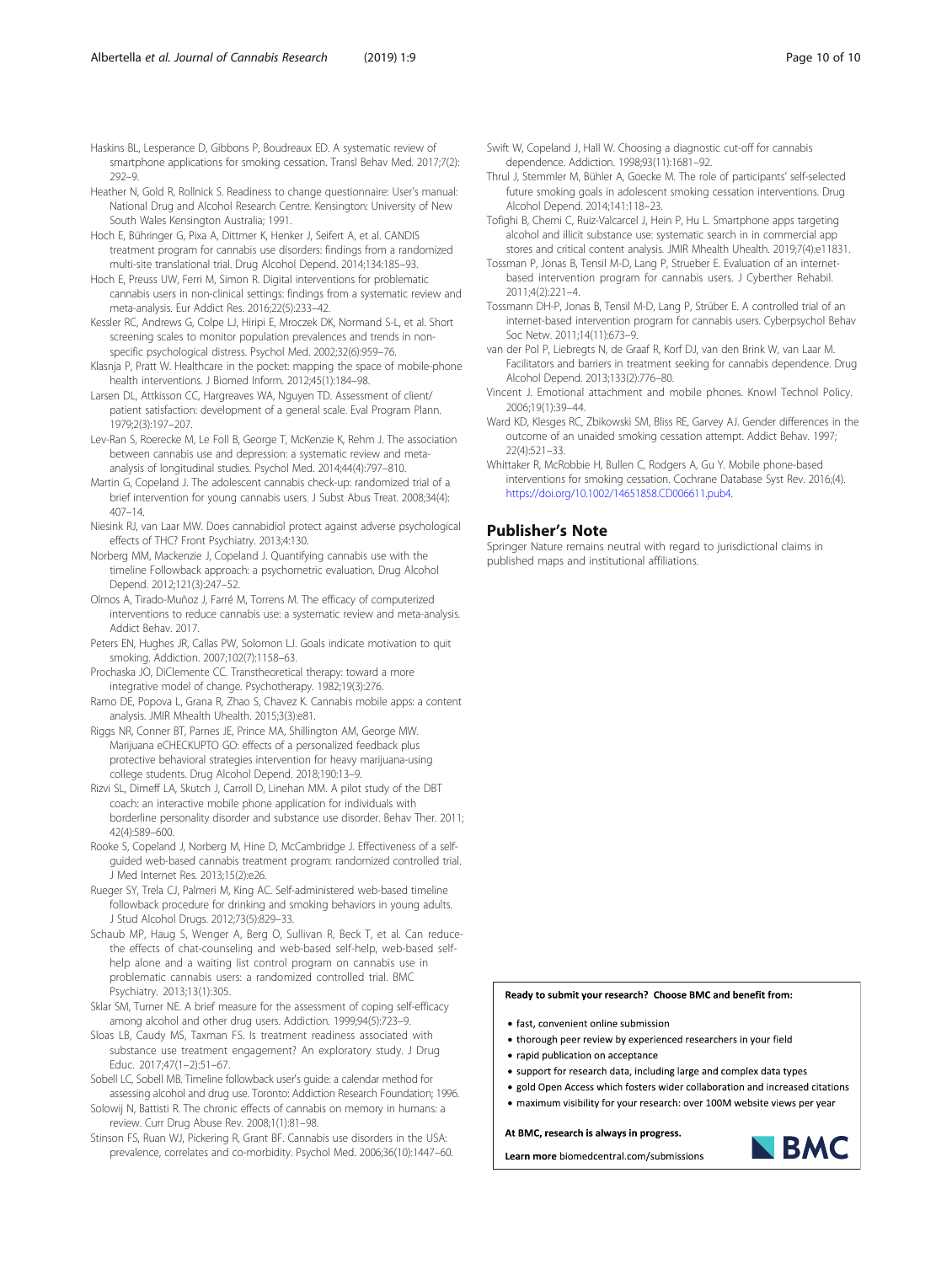Haskins BL, Lesperance D, Gibbons P, Boudreaux ED. A systematic review of smartphone applications for smoking cessation. Transl Behav Med. 2017;7(2): 292–9.

Heather N, Gold R, Rollnick S. Readiness to change questionnaire: User's manual: National Drug and Alcohol Research Centre. Kensington: University of New South Wales Kensington Australia; 1991.

Hoch E, Bühringer G, Pixa A, Dittmer K, Henker J, Seifert A, et al. CANDIS treatment program for cannabis use disorders: findings from a randomized multi-site translational trial. Drug Alcohol Depend. 2014;134:185–93.

Hoch E, Preuss UW, Ferri M, Simon R. Digital interventions for problematic cannabis users in non-clinical settings: findings from a systematic review and meta-analysis. Eur Addict Res. 2016;22(5):233–42.

Kessler RC, Andrews G, Colpe LJ, Hiripi E, Mroczek DK, Normand S-L, et al. Short screening scales to monitor population prevalences and trends in non-specific psychological distress. Psychol Med. 2002;32(6):959–76.

Klasnja P, Pratt W. Healthcare in the pocket: mapping the space of mobile-phone health interventions. J Biomed Inform. 2012;45(1):184–98.

Larsen DL, Attkisson CC, Hargreaves WA, Nguyen TD. Assessment of client/ patient satisfaction: development of a general scale. Eval Program Plann. 1979;2(3):197–207.

Lev-Ran S, Roerecke M, Le Foll B, George T, McKenzie K, Rehm J. The association between cannabis use and depression: a systematic review and meta-analysis of longitudinal studies. Psychol Med. 2014;44(4):797–810.

Martin G, Copeland J. The adolescent cannabis check-up: randomized trial of a brief intervention for young cannabis users. J Subst Abus Treat. 2008;34(4): 407–14.

Niesink RJ, van Laar MW. Does cannabidiol protect against adverse psychological effects of THC? Front Psychiatry. 2013;4:130.

Norberg MM, Mackenzie J, Copeland J. Quantifying cannabis use with the timeline Followback approach: a psychometric evaluation. Drug Alcohol Depend. 2012;121(3):247–52.

Olmos A, Tirado-Muñoz J, Farré M, Torrens M. The efficacy of computerized interventions to reduce cannabis use: a systematic review and meta-analysis. Addict Behav. 2017.

Peters EN, Hughes JR, Callas PW, Solomon LJ. Goals indicate motivation to quit smoking. Addiction. 2007;102(7):1158–63.

Prochaska JO, DiClemente CC. Transtheoretical therapy: toward a more integrative model of change. Psychotherapy. 1982;19(3):276.

Ramo DE, Popova L, Grana R, Zhao S, Chavez K. Cannabis mobile apps: a content analysis. JMIR Mhealth Uhealth. 2015;3(3):e81.

Riggs NR, Conner BT, Parnes JE, Prince MA, Shillington AM, George MW. Marijuana eCHECKUPTO GO: effects of a personalized feedback plus protective behavioral strategies intervention for heavy marijuana-using college students. Drug Alcohol Depend. 2018;190:13–9.

Rizvi SL, Dimeff LA, Skutch J, Carroll D, Linehan MM. A pilot study of the DBT coach: an interactive mobile phone application for individuals with borderline personality disorder and substance use disorder. Behav Ther. 2011; 42(4):589–600.

Rooke S, Copeland J, Norberg M, Hine D, McCambridge J. Effectiveness of a self-guided web-based cannabis treatment program: randomized controlled trial. J Med Internet Res. 2013;15(2):e26.

Rueger SY, Trela CJ, Palmeri M, King AC. Self-administered web-based timeline followback procedure for drinking and smoking behaviors in young adults. J Stud Alcohol Drugs. 2012;73(5):829–33.

Schaub MP, Haug S, Wenger A, Berg O, Sullivan R, Beck T, et al. Can reduce-the effects of chat-counseling and web-based self-help, web-based self-help alone and a waiting list control program on cannabis use in problematic cannabis users: a randomized controlled trial. BMC Psychiatry. 2013;13(1):305.

Sklar SM, Turner NE. A brief measure for the assessment of coping self-efficacy among alcohol and other drug users. Addiction. 1999;94(5):723–9.

Sloas LB, Caudy MS, Taxman FS. Is treatment readiness associated with substance use treatment engagement? An exploratory study. J Drug Educ. 2017;47(1–2):51–67.

Sobell LC, Sobell MB. Timeline followback user's guide: a calendar method for assessing alcohol and drug use. Toronto: Addiction Research Foundation; 1996.

Solowij N, Battisti R. The chronic effects of cannabis on memory in humans: a review. Curr Drug Abuse Rev. 2008;1(1):81–98.

Stinson FS, Ruan WJ, Pickering R, Grant BF. Cannabis use disorders in the USA: prevalence, correlates and co-morbidity. Psychol Med. 2006;36(10):1447–60.

Swift W, Copeland J, Hall W. Choosing a diagnostic cut-off for cannabis dependence. Addiction. 1998;93(11):1681–92.

Thrul J, Stemmler M, Bühler A, Goecke M. The role of participants' self-selected future smoking goals in adolescent smoking cessation interventions. Drug Alcohol Depend. 2014;141:118–23.

Tofighi B, Chemi C, Ruiz-Valcarcel J, Hein P, Hu L. Smartphone apps targeting alcohol and illicit substance use: systematic search in in commercial app stores and critical content analysis. JMIR Mhealth Uhealth. 2019;7(4):e11831.

Tossman P, Jonas B, Tensil M-D, Lang P, Strueber E. Evaluation of an internet-based intervention program for cannabis users. J Cyberther Rehabil. 2011;4(2):221–4.

Tossmann DH-P, Jonas B, Tensil M-D, Lang P, Strüber E. A controlled trial of an internet-based intervention program for cannabis users. Cyberpsychol Behav Soc Netw. 2011;14(11):673–9.

van der Pol P, Liebregts N, de Graaf R, Korf DJ, van den Brink W, van Laar M. Facilitators and barriers in treatment seeking for cannabis dependence. Drug Alcohol Depend. 2013;133(2):776–80.

Vincent J. Emotional attachment and mobile phones. Knowl Technol Policy. 2006;19(1):39–44.

Ward KD, Klesges RC, Zbikowski SM, Bliss RE, Garvey AJ. Gender differences in the outcome of an unaided smoking cessation attempt. Addict Behav. 1997; 22(4):521–33.

Whittaker R, McRobbie H, Bullen C, Rodgers A, Gu Y. Mobile phone-based interventions for smoking cessation. Cochrane Database Syst Rev. 2016;(4). https://doi.org/10.1002/14651858.CD006611.pub4.

## Publisher's Note

Springer Nature remains neutral with regard to jurisdictional claims in published maps and institutional affiliations.